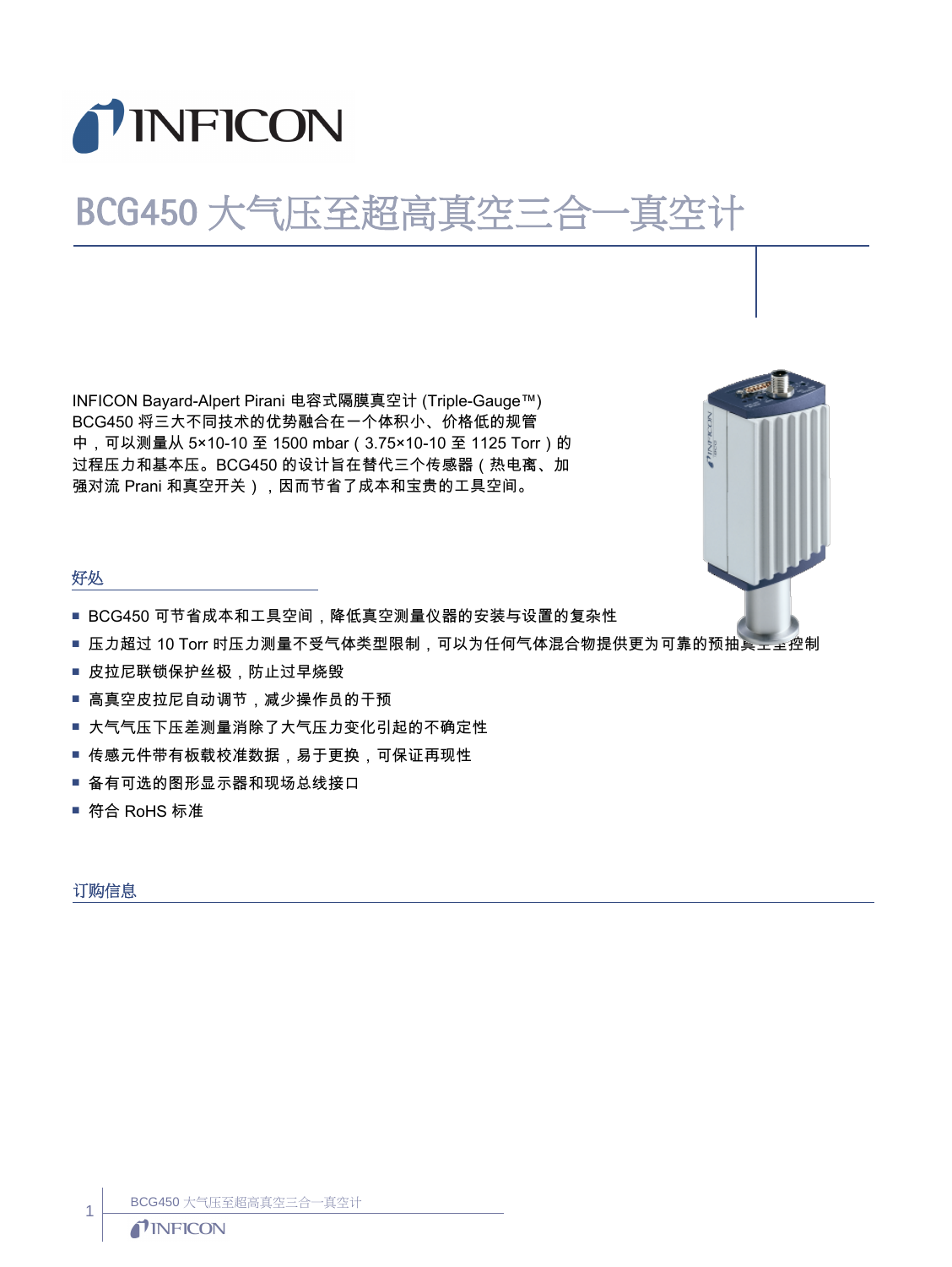# BCG450 大气压至超高真空三合一真空计

INFICON Bayard-Alpert Pirani 电容式隔膜真空计 (Triple-Gauge™) BCG450 将三大不同技术的优势融合在一个体积小、价格低的规管中，可以测量从 5×10-10 至 1500 mbar（3.75×10-10 至 1125 Torr）的过程压力和基本压。BCG450 的设计旨在替代三个传感器（热电离、加强对流 Prani 和真空开关），因而节省了成本和宝贵的工具空间。

## 好处

- BCG450 可节省成本和工具空间，降低真空测量仪器的安装与设置的复杂性
- 压力超过 10 Torr 时压力测量不受气体类型限制，可以为任何气体混合物提供更为可靠的预抽真空控制
- 皮拉尼联锁保护丝极，防止过早烧毁
- 高真空皮拉尼自动调节，减少操作员的干预
- 大气气压下压差测量消除了大气压力变化引起的不确定性
- 传感元件带有板载校准数据，易于更换，可保证再现性
- 备有可选的图形显示器和现场总线接口
- 符合 RoHS 标准

## 订购信息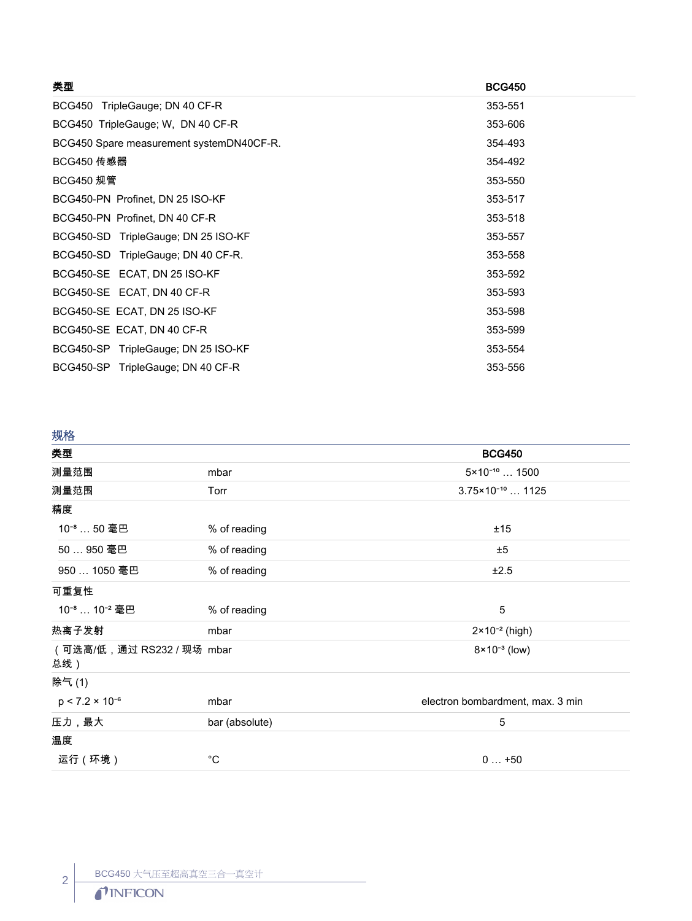| 类型 | BCG450 |
|---|---|
| BCG450 TripleGauge; DN 40 CF-R | 353-551 |
| BCG450 TripleGauge; W, DN 40 CF-R | 353-606 |
| BCG450 Spare measurement systemDN40CF-R. | 354-493 |
| BCG450 传感器 | 354-492 |
| BCG450 规管 | 353-550 |
| BCG450-PN Profinet, DN 25 ISO-KF | 353-517 |
| BCG450-PN Profinet, DN 40 CF-R | 353-518 |
| BCG450-SD TripleGauge; DN 25 ISO-KF | 353-557 |
| BCG450-SD TripleGauge; DN 40 CF-R. | 353-558 |
| BCG450-SE ECAT, DN 25 ISO-KF | 353-592 |
| BCG450-SE ECAT, DN 40 CF-R | 353-593 |
| BCG450-SE ECAT, DN 25 ISO-KF | 353-598 |
| BCG450-SE ECAT, DN 40 CF-R | 353-599 |
| BCG450-SP TripleGauge; DN 25 ISO-KF | 353-554 |
| BCG450-SP TripleGauge; DN 40 CF-R | 353-556 |

## 规格

| 类型 | | BCG450 |
|---|---|---|
| 测量范围 | mbar | $5\times10^{-10}$ … 1500 |
| 测量范围 | Torr | $3.75\times10^{-10}$ … 1125 |
| 精度 | | |
| $10^{-8}$ … 50 毫巴 | % of reading | ±15 |
| 50 … 950 毫巴 | % of reading | ±5 |
| 950 … 1050 毫巴 | % of reading | ±2.5 |
| 可重复性 | | |
| $10^{-8}$ … $10^{-2}$ 毫巴 | % of reading | 5 |
| 热离子发射 | mbar | $2\times10^{-2}$ (high) |
| （可选高/低，通过 RS232 / 现场总线） | mbar | $8\times10^{-3}$ (low) |
| 除气 (1) | | |
| $p < 7.2 \times 10^{-6}$ | mbar | electron bombardment, max. 3 min |
| 压力，最大 | bar (absolute) | 5 |
| 温度 | | |
| 运行（环境） | °C | 0 … +50 |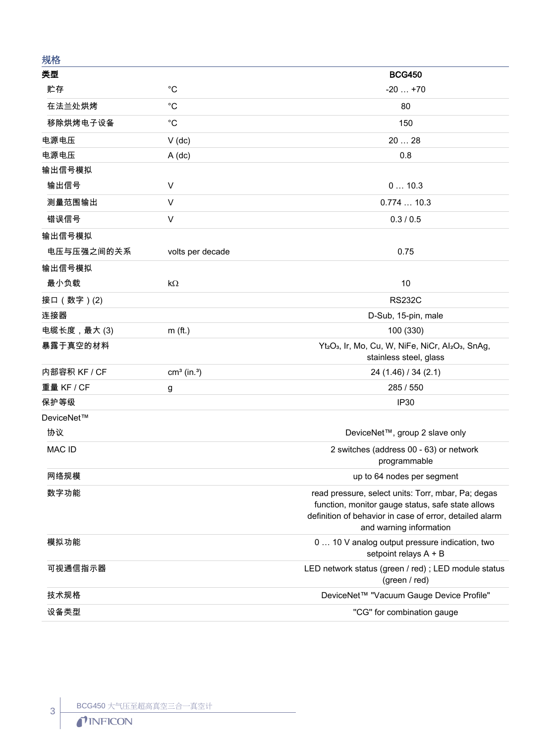## 规格

| 类型 | | BCG450 |
|---|---|---|
| 贮存 | °C | -20 … +70 |
| 在法兰处烘烤 | °C | 80 |
| 移除烘烤电子设备 | °C | 150 |
| 电源电压 | V (dc) | 20 … 28 |
| 电源电压 | A (dc) | 0.8 |
| 输出信号模拟 | | |
| 输出信号 | V | 0 … 10.3 |
| 测量范围输出 | V | 0.774 … 10.3 |
| 错误信号 | V | 0.3 / 0.5 |
| 输出信号模拟 | | |
| 电压与压强之间的关系 | volts per decade | 0.75 |
| 输出信号模拟 | | |
| 最小负载 | kΩ | 10 |
| 接口（数字）(2) | | RS232C |
| 连接器 | | D-Sub, 15-pin, male |
| 电缆长度，最大 (3) | m (ft.) | 100 (330) |
| 暴露于真空的材料 | | $Yt_2O_3$, Ir, Mo, Cu, W, NiFe, NiCr, $Al_2O_3$, SnAg, stainless steel, glass |
| 内部容积 KF / CF | $cm^3$ ($in.^3$) | 24 (1.46) / 34 (2.1) |
| 重量 KF / CF | g | 285 / 550 |
| 保护等级 | | IP30 |
| DeviceNet™ | | |
| 协议 | | DeviceNet™, group 2 slave only |
| MAC ID | | 2 switches (address 00 - 63) or network programmable |
| 网络规模 | | up to 64 nodes per segment |
| 数字功能 | | read pressure, select units: Torr, mbar, Pa; degas function, monitor gauge status, safe state allows definition of behavior in case of error, detailed alarm and warning information |
| 模拟功能 | | 0 … 10 V analog output pressure indication, two setpoint relays A + B |
| 可视通信指示器 | | LED network status (green / red) ; LED module status (green / red) |
| 技术规格 | | DeviceNet™ "Vacuum Gauge Device Profile" |
| 设备类型 | | "CG" for combination gauge |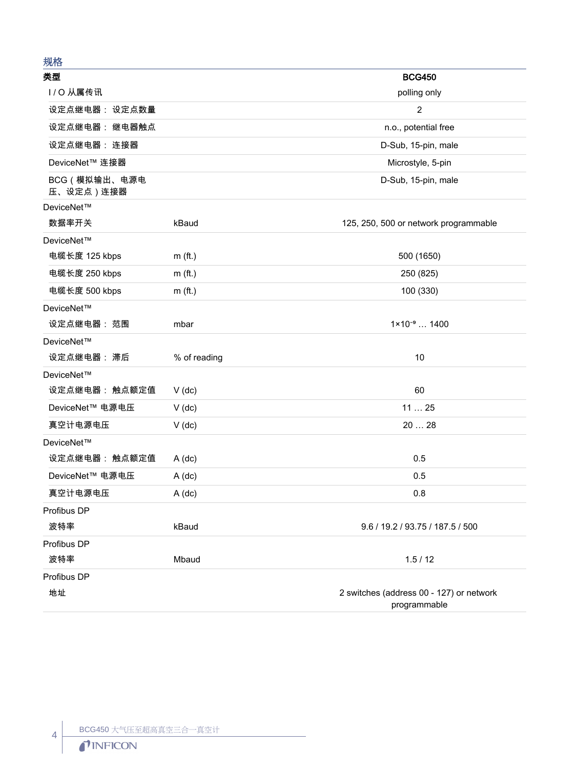## 规格

| 类型 | | BCG450 |
|---|---|---|
| I / O 从属传讯 | | polling only |
| 设定点继电器： 设定点数量 | | 2 |
| 设定点继电器： 继电器触点 | | n.o., potential free |
| 设定点继电器： 连接器 | | D-Sub, 15-pin, male |
| DeviceNet™ 连接器 | | Microstyle, 5-pin |
| BCG（模拟输出、电源电压、设定点）连接器 | | D-Sub, 15-pin, male |
| DeviceNet™ | | |
| 数据率开关 | kBaud | 125, 250, 500 or network programmable |
| DeviceNet™ | | |
| 电缆长度 125 kbps | m (ft.) | 500 (1650) |
| 电缆长度 250 kbps | m (ft.) | 250 (825) |
| 电缆长度 500 kbps | m (ft.) | 100 (330) |
| DeviceNet™ | | |
| 设定点继电器： 范围 | mbar | $1\times10^{-9}$ … 1400 |
| DeviceNet™ | | |
| 设定点继电器： 滞后 | % of reading | 10 |
| DeviceNet™ | | |
| 设定点继电器： 触点额定值 | V (dc) | 60 |
| DeviceNet™ 电源电压 | V (dc) | 11 … 25 |
| 真空计电源电压 | V (dc) | 20 … 28 |
| DeviceNet™ | | |
| 设定点继电器： 触点额定值 | A (dc) | 0.5 |
| DeviceNet™ 电源电压 | A (dc) | 0.5 |
| 真空计电源电压 | A (dc) | 0.8 |
| Profibus DP | | |
| 波特率 | kBaud | 9.6 / 19.2 / 93.75 / 187.5 / 500 |
| Profibus DP | | |
| 波特率 | Mbaud | 1.5 / 12 |
| Profibus DP | | |
| 地址 | | 2 switches (address 00 - 127) or network programmable |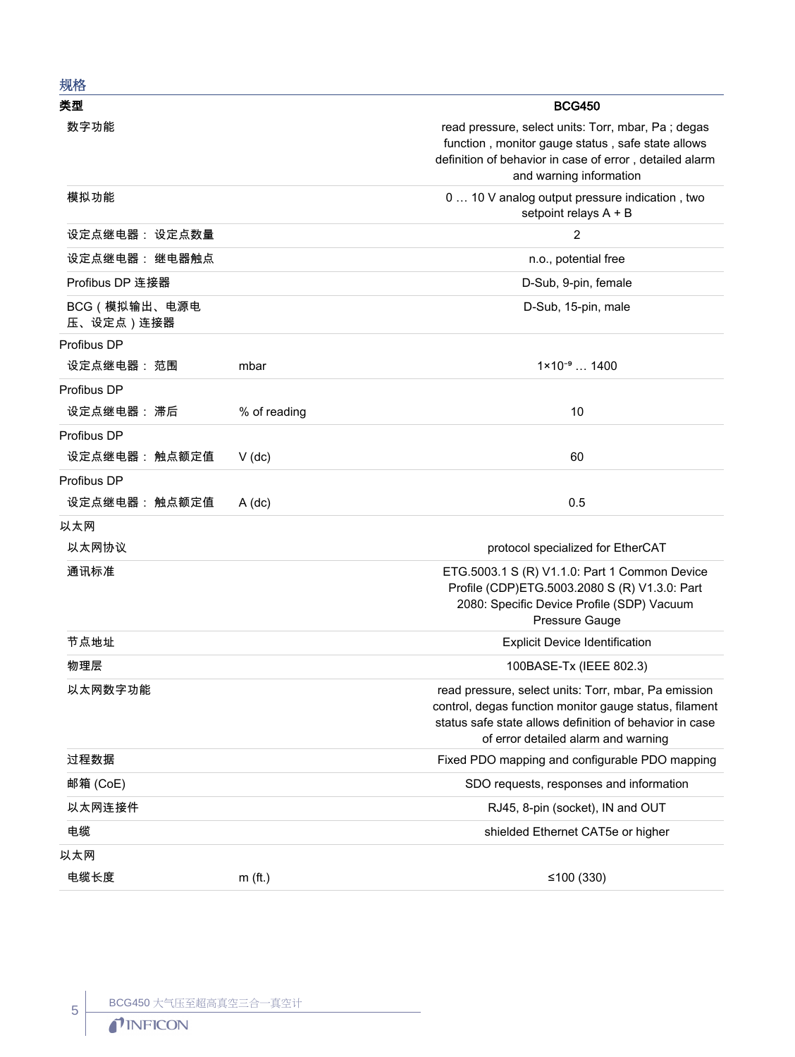## 规格

| 类型 | | BCG450 |
|---|---|---|
| 数字功能 | | read pressure, select units: Torr, mbar, Pa ; degas function , monitor gauge status , safe state allows definition of behavior in case of error , detailed alarm and warning information |
| 模拟功能 | | 0 … 10 V analog output pressure indication , two setpoint relays A + B |
| 设定点继电器： 设定点数量 | | 2 |
| 设定点继电器： 继电器触点 | | n.o., potential free |
| Profibus DP 连接器 | | D-Sub, 9-pin, female |
| BCG（模拟输出、电源电压、设定点）连接器 | | D-Sub, 15-pin, male |
| Profibus DP | | |
| 设定点继电器： 范围 | mbar | $1 \times 10^{-9}$ … 1400 |
| Profibus DP | | |
| 设定点继电器： 滞后 | % of reading | 10 |
| Profibus DP | | |
| 设定点继电器： 触点额定值 | V (dc) | 60 |
| Profibus DP | | |
| 设定点继电器： 触点额定值 | A (dc) | 0.5 |
| 以太网 | | |
| 以太网协议 | | protocol specialized for EtherCAT |
| 通讯标准 | | ETG.5003.1 S (R) V1.1.0: Part 1 Common Device Profile (CDP)ETG.5003.2080 S (R) V1.3.0: Part 2080: Specific Device Profile (SDP) Vacuum Pressure Gauge |
| 节点地址 | | Explicit Device Identification |
| 物理层 | | 100BASE-Tx (IEEE 802.3) |
| 以太网数字功能 | | read pressure, select units: Torr, mbar, Pa emission control, degas function monitor gauge status, filament status safe state allows definition of behavior in case of error detailed alarm and warning |
| 过程数据 | | Fixed PDO mapping and configurable PDO mapping |
| 邮箱 (CoE) | | SDO requests, responses and information |
| 以太网连接件 | | RJ45, 8-pin (socket), IN and OUT |
| 电缆 | | shielded Ethernet CAT5e or higher |
| 以太网 | | |
| 电缆长度 | m (ft.) | ≤100 (330) |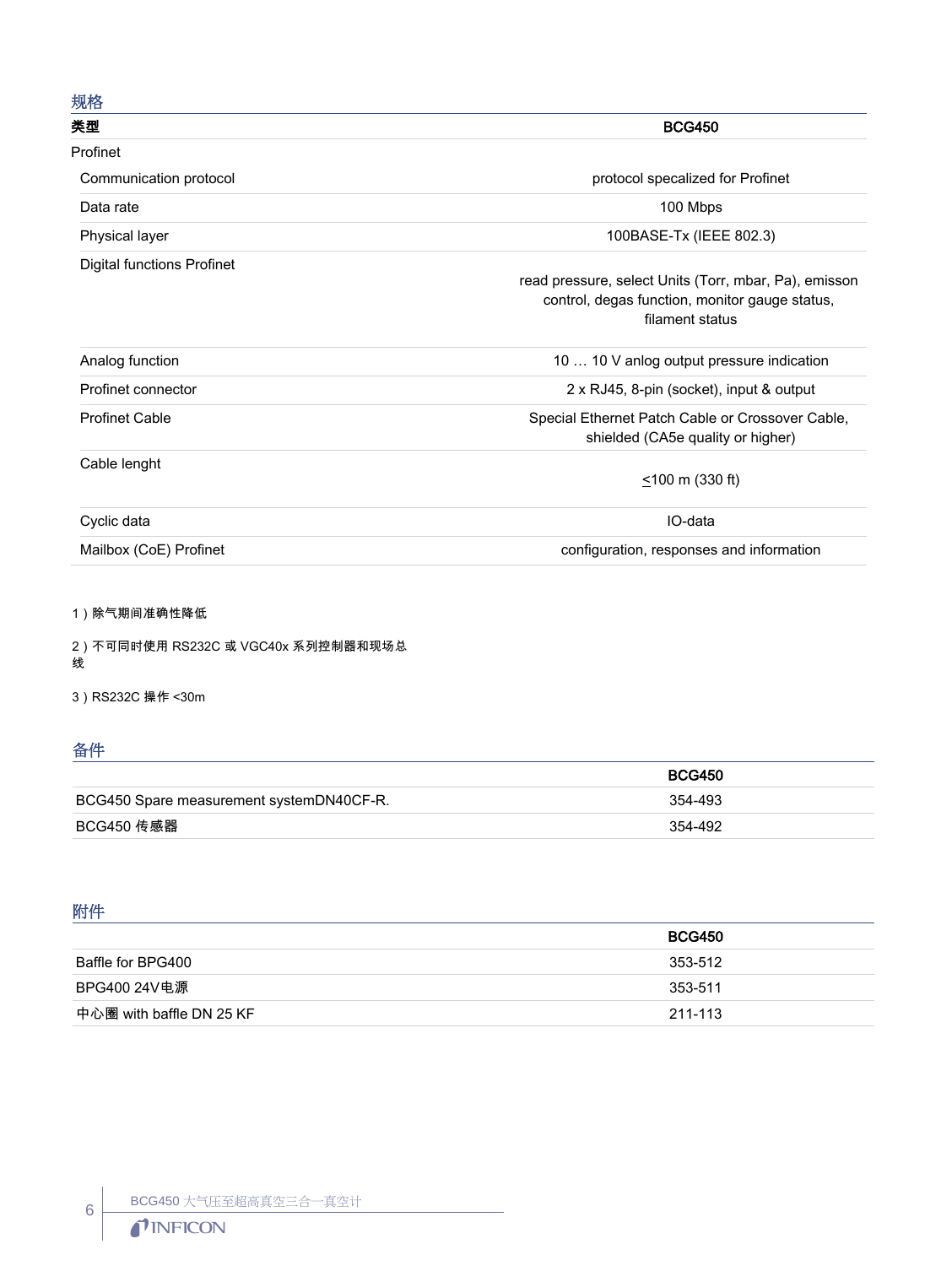## 规格

| 类型 | BCG450 |
|---|---|
| Profinet | |
| Communication protocol | protocol specalized for Profinet |
| Data rate | 100 Mbps |
| Physical layer | 100BASE-Tx (IEEE 802.3) |
| Digital functions Profinet | read pressure, select Units (Torr, mbar, Pa), emisson control, degas function, monitor gauge status, filament status |
| Analog function | 10 … 10 V anlog output pressure indication |
| Profinet connector | 2 x RJ45, 8-pin (socket), input & output |
| Profinet Cable | Special Ethernet Patch Cable or Crossover Cable, shielded (CA5e quality or higher) |
| Cable lenght | ≤100 m (330 ft) |
| Cyclic data | IO-data |
| Mailbox (CoE) Profinet | configuration, responses and information |

1）除气期间准确性降低

2）不可同时使用 RS232C 或 VGC40x 系列控制器和现场总线

3）RS232C 操作 <30m

## 备件

| | BCG450 |
|---|---|
| BCG450 Spare measurement systemDN40CF-R. | 354-493 |
| BCG450 传感器 | 354-492 |

## 附件

| | BCG450 |
|---|---|
| Baffle for BPG400 | 353-512 |
| BPG400 24V电源 | 353-511 |
| 中心圈 with baffle DN 25 KF | 211-113 |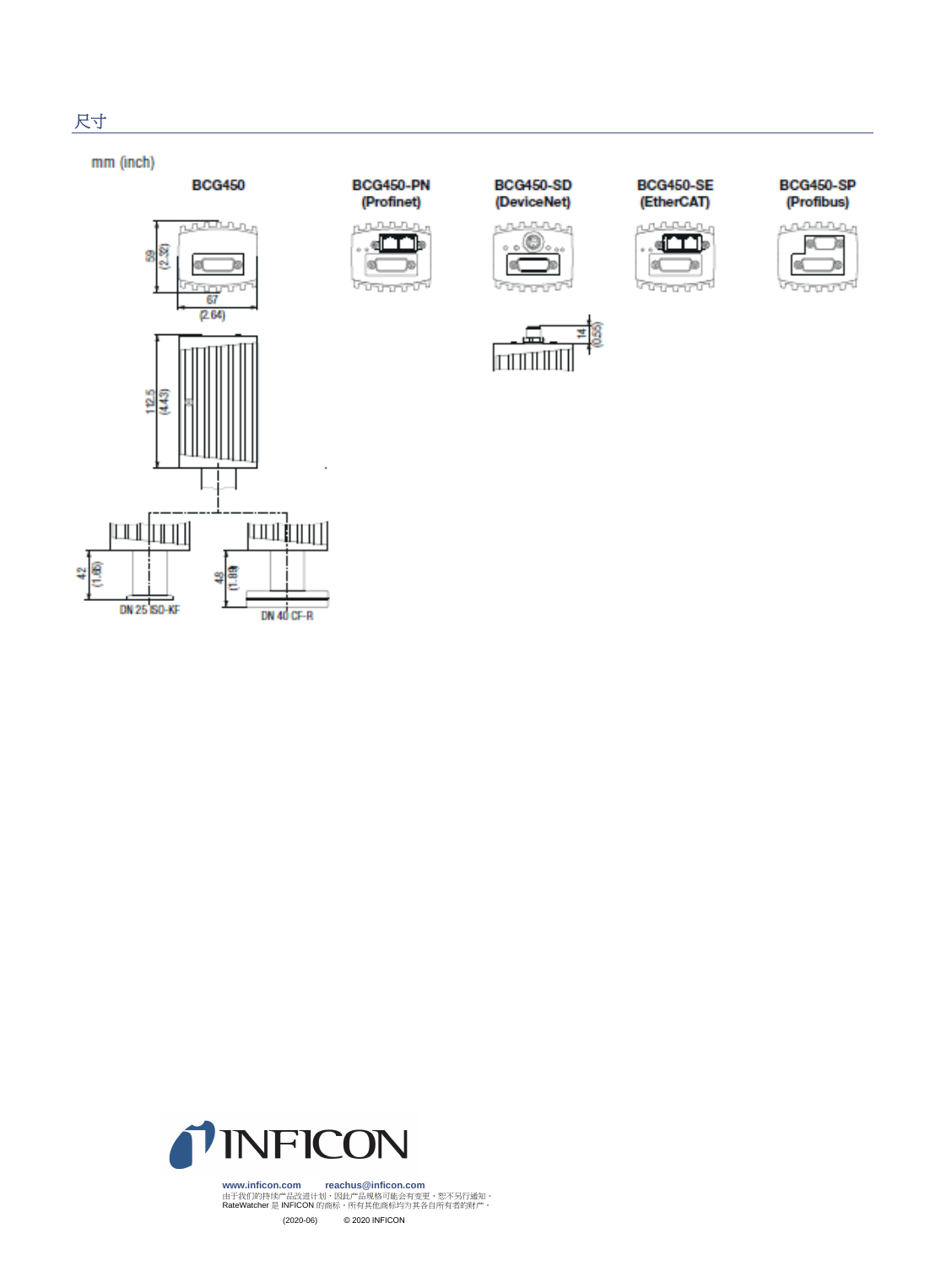## 尺寸

mm (inch)

BCG450

BCG450-PN (Profinet)

BCG450-SD (DeviceNet)

BCG450-SE (EtherCAT)

BCG450-SP (Profibus)

59 (2.32)

67 (2.64)

112.5 (4.43)

14 (0.55)

42 (1.65)

48 (1.89)

DN 25 ISO-KF

DN 40 CF-R

www.inficon.com reachus@inficon.com

由于我们的持续产品改进计划，因此产品规格可能会有变更，恕不另行通知。
RateWatcher 是 INFICON 的商标，所有其他商标均为其各自所有者的财产。

(2020-06) © 2020 INFICON